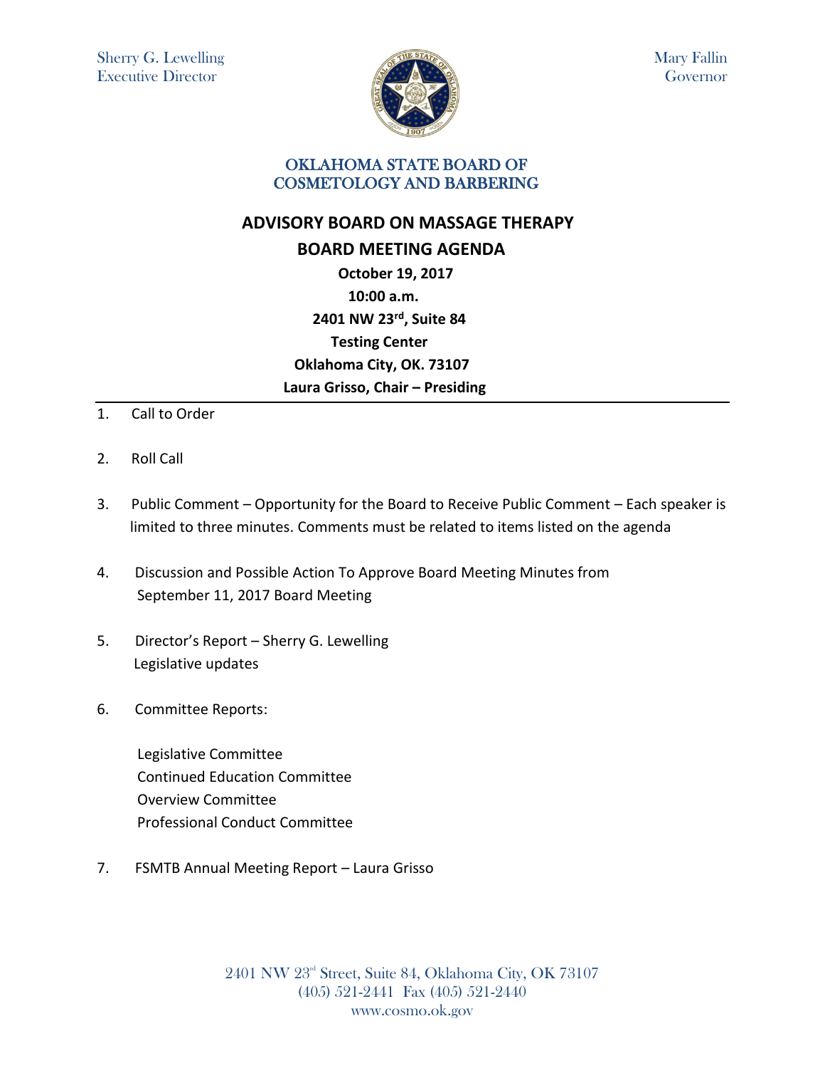Sherry G. Lewelling
Executive Director

Mary Fallin
Governor

OKLAHOMA STATE BOARD OF
COSMETOLOGY AND BARBERING

# ADVISORY BOARD ON MASSAGE THERAPY

## BOARD MEETING AGENDA

**October 19, 2017**
**10:00 a.m.**
**2401 NW 23rd, Suite 84**
**Testing Center**
**Oklahoma City, OK. 73107**
**Laura Grisso, Chair – Presiding**

---

1. Call to Order

2. Roll Call

3. Public Comment – Opportunity for the Board to Receive Public Comment – Each speaker is limited to three minutes. Comments must be related to items listed on the agenda

4. Discussion and Possible Action To Approve Board Meeting Minutes from September 11, 2017 Board Meeting

5. Director's Report – Sherry G. Lewelling
   Legislative updates

6. Committee Reports:

   Legislative Committee
   Continued Education Committee
   Overview Committee
   Professional Conduct Committee

7. FSMTB Annual Meeting Report – Laura Grisso

2401 NW 23rd Street, Suite 84, Oklahoma City, OK 73107
(405) 521-2441 Fax (405) 521-2440
www.cosmo.ok.gov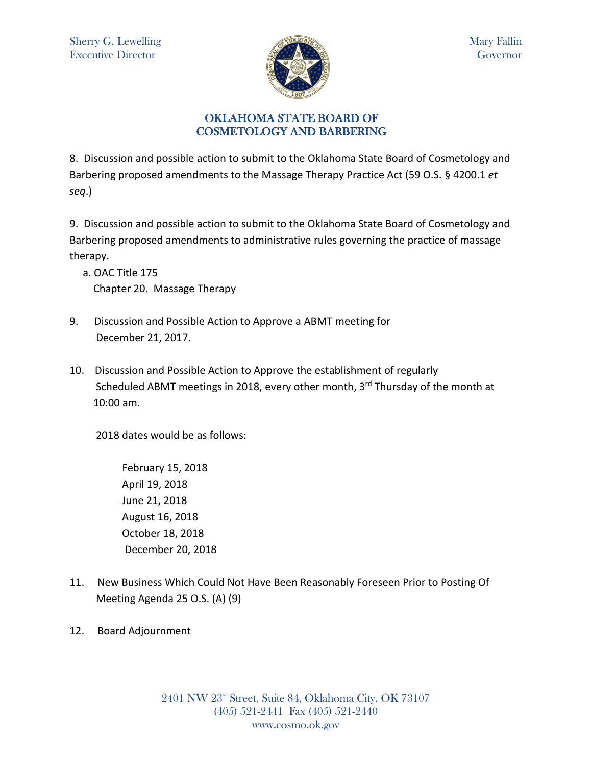Sherry G. Lewelling
Executive Director

Mary Fallin
Governor

# OKLAHOMA STATE BOARD OF COSMETOLOGY AND BARBERING

8. Discussion and possible action to submit to the Oklahoma State Board of Cosmetology and Barbering proposed amendments to the Massage Therapy Practice Act (59 O.S. § 4200.1 *et seq*.)

9. Discussion and possible action to submit to the Oklahoma State Board of Cosmetology and Barbering proposed amendments to administrative rules governing the practice of massage therapy.
   a. OAC Title 175
      Chapter 20. Massage Therapy

9. Discussion and Possible Action to Approve a ABMT meeting for December 21, 2017.

10. Discussion and Possible Action to Approve the establishment of regularly Scheduled ABMT meetings in 2018, every other month, 3rd Thursday of the month at 10:00 am.

    2018 dates would be as follows:

    February 15, 2018
    April 19, 2018
    June 21, 2018
    August 16, 2018
    October 18, 2018
    December 20, 2018

11. New Business Which Could Not Have Been Reasonably Foreseen Prior to Posting Of Meeting Agenda 25 O.S. (A) (9)

12. Board Adjournment

2401 NW 23rd Street, Suite 84, Oklahoma City, OK 73107
(405) 521-2441 Fax (405) 521-2440
www.cosmo.ok.gov